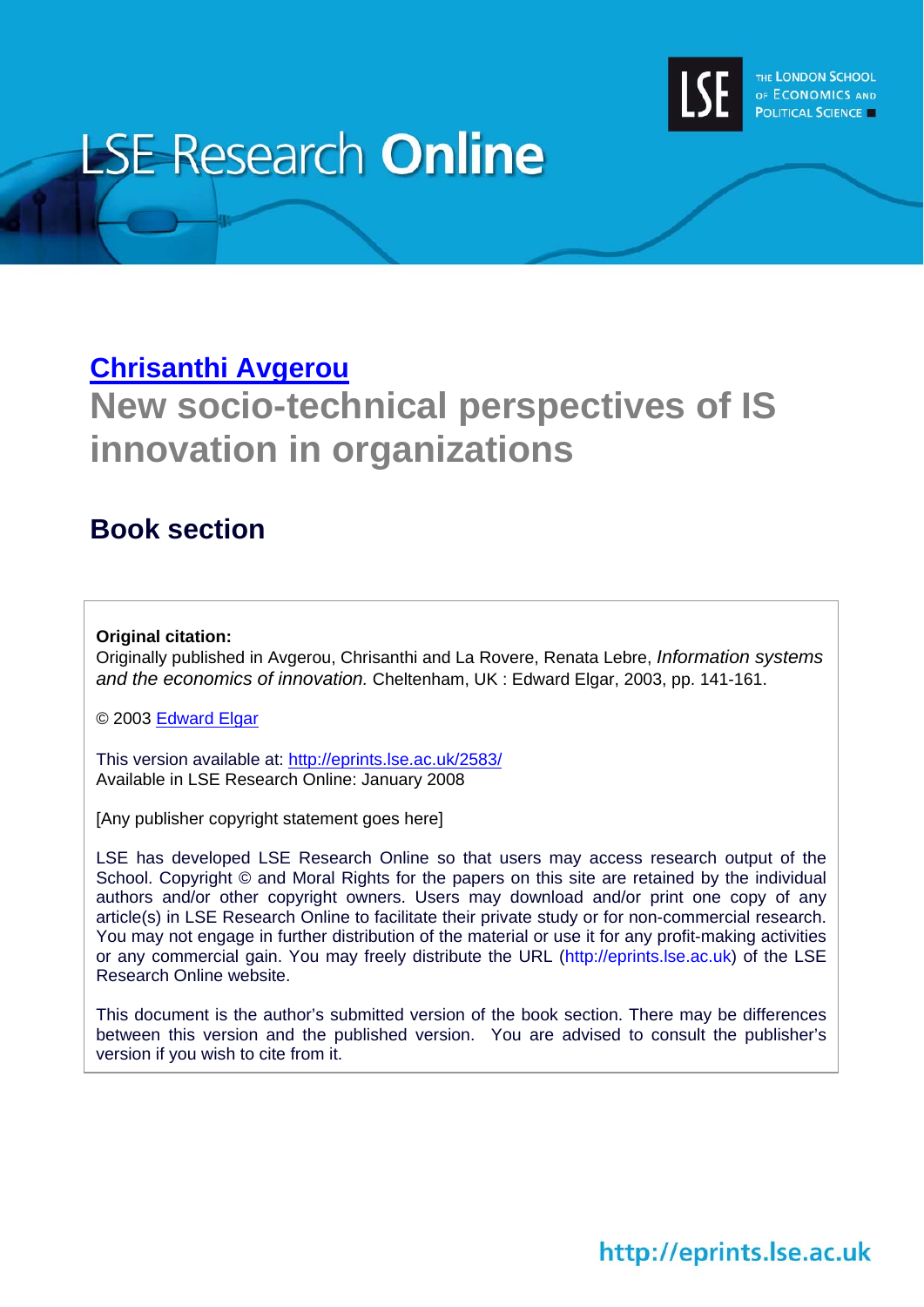# LSE Research Online

THE LONDON SCHOOL OF ECONOMICS AND POLITICAL SCIENCE

## [Chrisanthi Avgerou](#)

# New socio-technical perspectives of IS innovation in organizations

## Book section

**Original citation:**
Originally published in Avgerou, Chrisanthi and La Rovere, Renata Lebre, *Information systems and the economics of innovation.* Cheltenham, UK : Edward Elgar, 2003, pp. 141-161.

© 2003 [Edward Elgar](#)

This version available at: http://eprints.lse.ac.uk/2583/
Available in LSE Research Online: January 2008

[Any publisher copyright statement goes here]

LSE has developed LSE Research Online so that users may access research output of the School. Copyright © and Moral Rights for the papers on this site are retained by the individual authors and/or other copyright owners. Users may download and/or print one copy of any article(s) in LSE Research Online to facilitate their private study or for non-commercial research. You may not engage in further distribution of the material or use it for any profit-making activities or any commercial gain. You may freely distribute the URL (http://eprints.lse.ac.uk) of the LSE Research Online website.

This document is the author's submitted version of the book section. There may be differences between this version and the published version. You are advised to consult the publisher's version if you wish to cite from it.

http://eprints.lse.ac.uk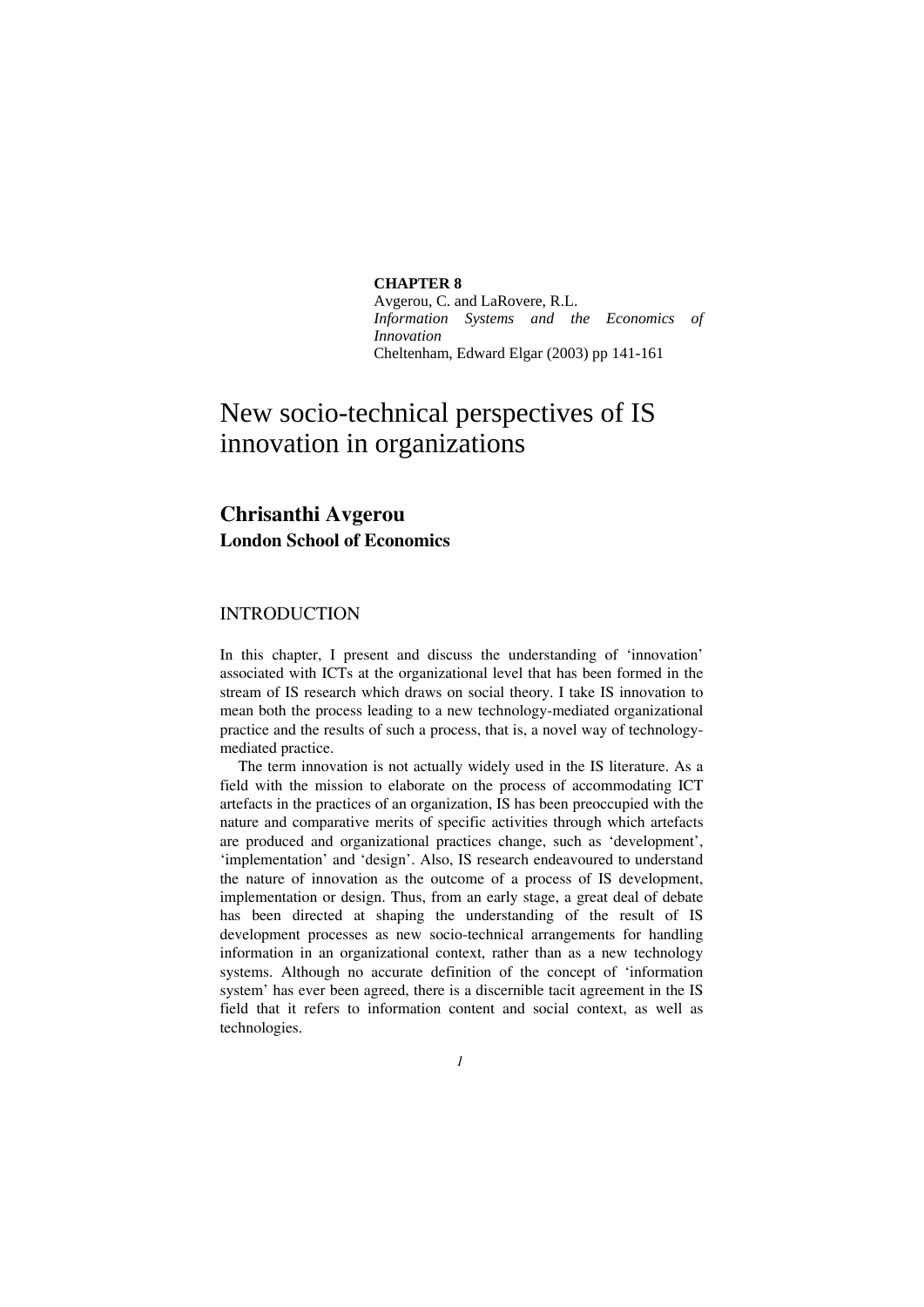**CHAPTER 8**
Avgerou, C. and LaRovere, R.L.
*Information Systems and the Economics of Innovation*
Cheltenham, Edward Elgar (2003) pp 141-161

# New socio-technical perspectives of IS innovation in organizations

## Chrisanthi Avgerou

**London School of Economics**

## INTRODUCTION

In this chapter, I present and discuss the understanding of 'innovation' associated with ICTs at the organizational level that has been formed in the stream of IS research which draws on social theory. I take IS innovation to mean both the process leading to a new technology-mediated organizational practice and the results of such a process, that is, a novel way of technology-mediated practice.

The term innovation is not actually widely used in the IS literature. As a field with the mission to elaborate on the process of accommodating ICT artefacts in the practices of an organization, IS has been preoccupied with the nature and comparative merits of specific activities through which artefacts are produced and organizational practices change, such as 'development', 'implementation' and 'design'. Also, IS research endeavoured to understand the nature of innovation as the outcome of a process of IS development, implementation or design. Thus, from an early stage, a great deal of debate has been directed at shaping the understanding of the result of IS development processes as new socio-technical arrangements for handling information in an organizational context, rather than as a new technology systems. Although no accurate definition of the concept of 'information system' has ever been agreed, there is a discernible tacit agreement in the IS field that it refers to information content and social context, as well as technologies.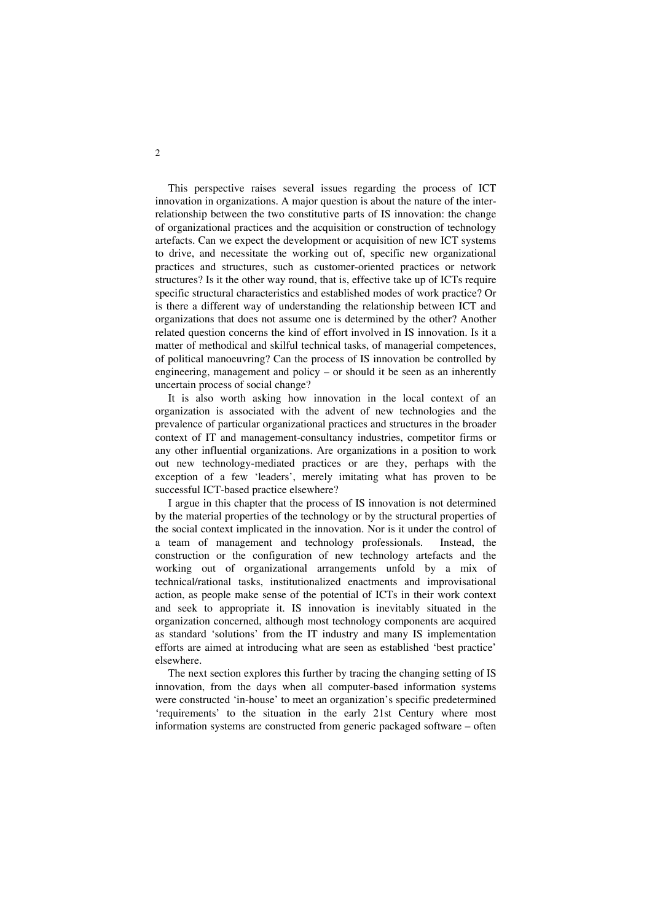This perspective raises several issues regarding the process of ICT innovation in organizations. A major question is about the nature of the inter-relationship between the two constitutive parts of IS innovation: the change of organizational practices and the acquisition or construction of technology artefacts. Can we expect the development or acquisition of new ICT systems to drive, and necessitate the working out of, specific new organizational practices and structures, such as customer-oriented practices or network structures? Is it the other way round, that is, effective take up of ICTs require specific structural characteristics and established modes of work practice? Or is there a different way of understanding the relationship between ICT and organizations that does not assume one is determined by the other? Another related question concerns the kind of effort involved in IS innovation. Is it a matter of methodical and skilful technical tasks, of managerial competences, of political manoeuvring? Can the process of IS innovation be controlled by engineering, management and policy – or should it be seen as an inherently uncertain process of social change?

It is also worth asking how innovation in the local context of an organization is associated with the advent of new technologies and the prevalence of particular organizational practices and structures in the broader context of IT and management-consultancy industries, competitor firms or any other influential organizations. Are organizations in a position to work out new technology-mediated practices or are they, perhaps with the exception of a few 'leaders', merely imitating what has proven to be successful ICT-based practice elsewhere?

I argue in this chapter that the process of IS innovation is not determined by the material properties of the technology or by the structural properties of the social context implicated in the innovation. Nor is it under the control of a team of management and technology professionals. Instead, the construction or the configuration of new technology artefacts and the working out of organizational arrangements unfold by a mix of technical/rational tasks, institutionalized enactments and improvisational action, as people make sense of the potential of ICTs in their work context and seek to appropriate it. IS innovation is inevitably situated in the organization concerned, although most technology components are acquired as standard 'solutions' from the IT industry and many IS implementation efforts are aimed at introducing what are seen as established 'best practice' elsewhere.

The next section explores this further by tracing the changing setting of IS innovation, from the days when all computer-based information systems were constructed 'in-house' to meet an organization's specific predetermined 'requirements' to the situation in the early 21st Century where most information systems are constructed from generic packaged software – often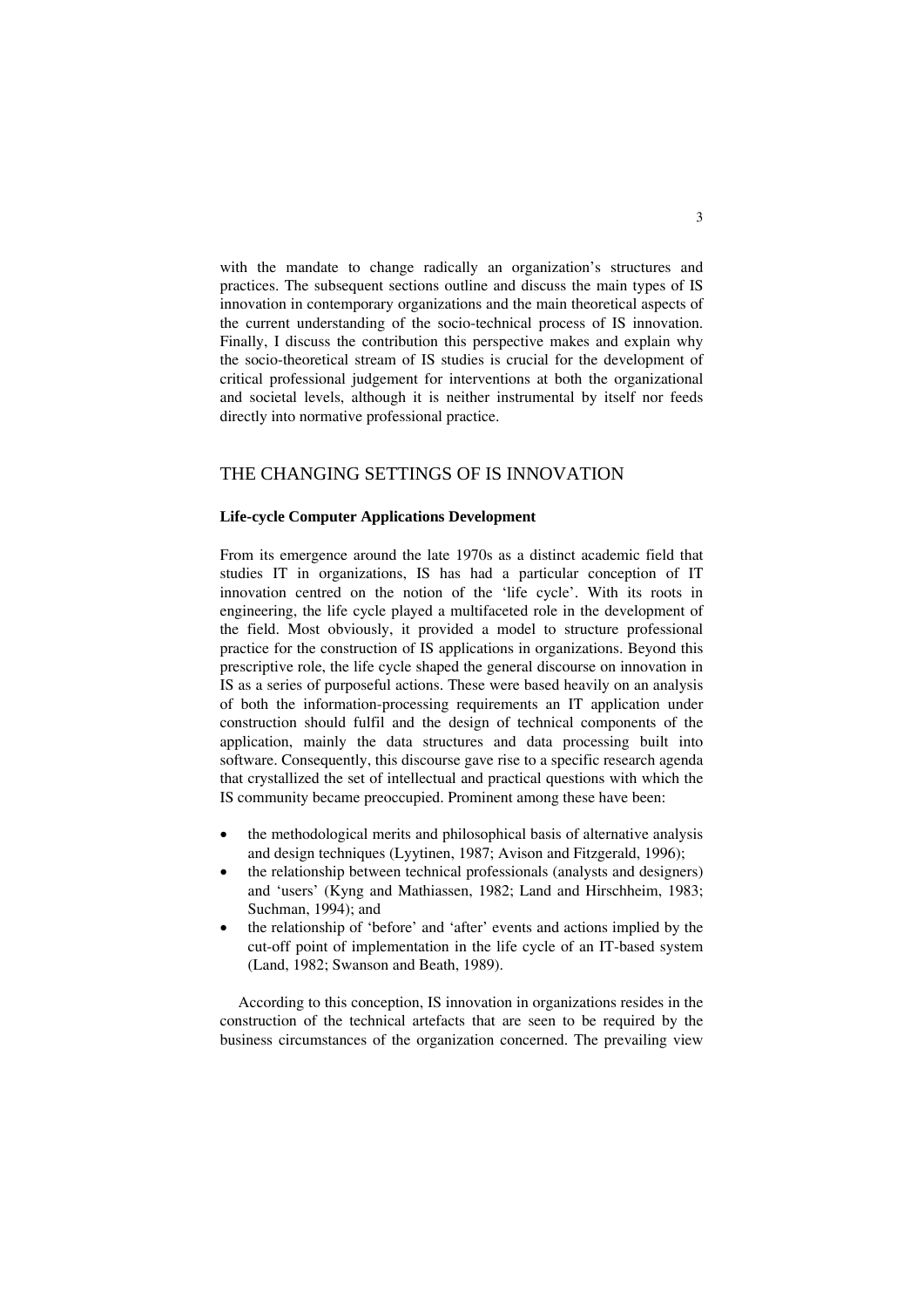with the mandate to change radically an organization's structures and practices. The subsequent sections outline and discuss the main types of IS innovation in contemporary organizations and the main theoretical aspects of the current understanding of the socio-technical process of IS innovation. Finally, I discuss the contribution this perspective makes and explain why the socio-theoretical stream of IS studies is crucial for the development of critical professional judgement for interventions at both the organizational and societal levels, although it is neither instrumental by itself nor feeds directly into normative professional practice.

## THE CHANGING SETTINGS OF IS INNOVATION

### Life-cycle Computer Applications Development

From its emergence around the late 1970s as a distinct academic field that studies IT in organizations, IS has had a particular conception of IT innovation centred on the notion of the 'life cycle'. With its roots in engineering, the life cycle played a multifaceted role in the development of the field. Most obviously, it provided a model to structure professional practice for the construction of IS applications in organizations. Beyond this prescriptive role, the life cycle shaped the general discourse on innovation in IS as a series of purposeful actions. These were based heavily on an analysis of both the information-processing requirements an IT application under construction should fulfil and the design of technical components of the application, mainly the data structures and data processing built into software. Consequently, this discourse gave rise to a specific research agenda that crystallized the set of intellectual and practical questions with which the IS community became preoccupied. Prominent among these have been:

- the methodological merits and philosophical basis of alternative analysis and design techniques (Lyytinen, 1987; Avison and Fitzgerald, 1996);
- the relationship between technical professionals (analysts and designers) and 'users' (Kyng and Mathiassen, 1982; Land and Hirschheim, 1983; Suchman, 1994); and
- the relationship of 'before' and 'after' events and actions implied by the cut-off point of implementation in the life cycle of an IT-based system (Land, 1982; Swanson and Beath, 1989).

According to this conception, IS innovation in organizations resides in the construction of the technical artefacts that are seen to be required by the business circumstances of the organization concerned. The prevailing view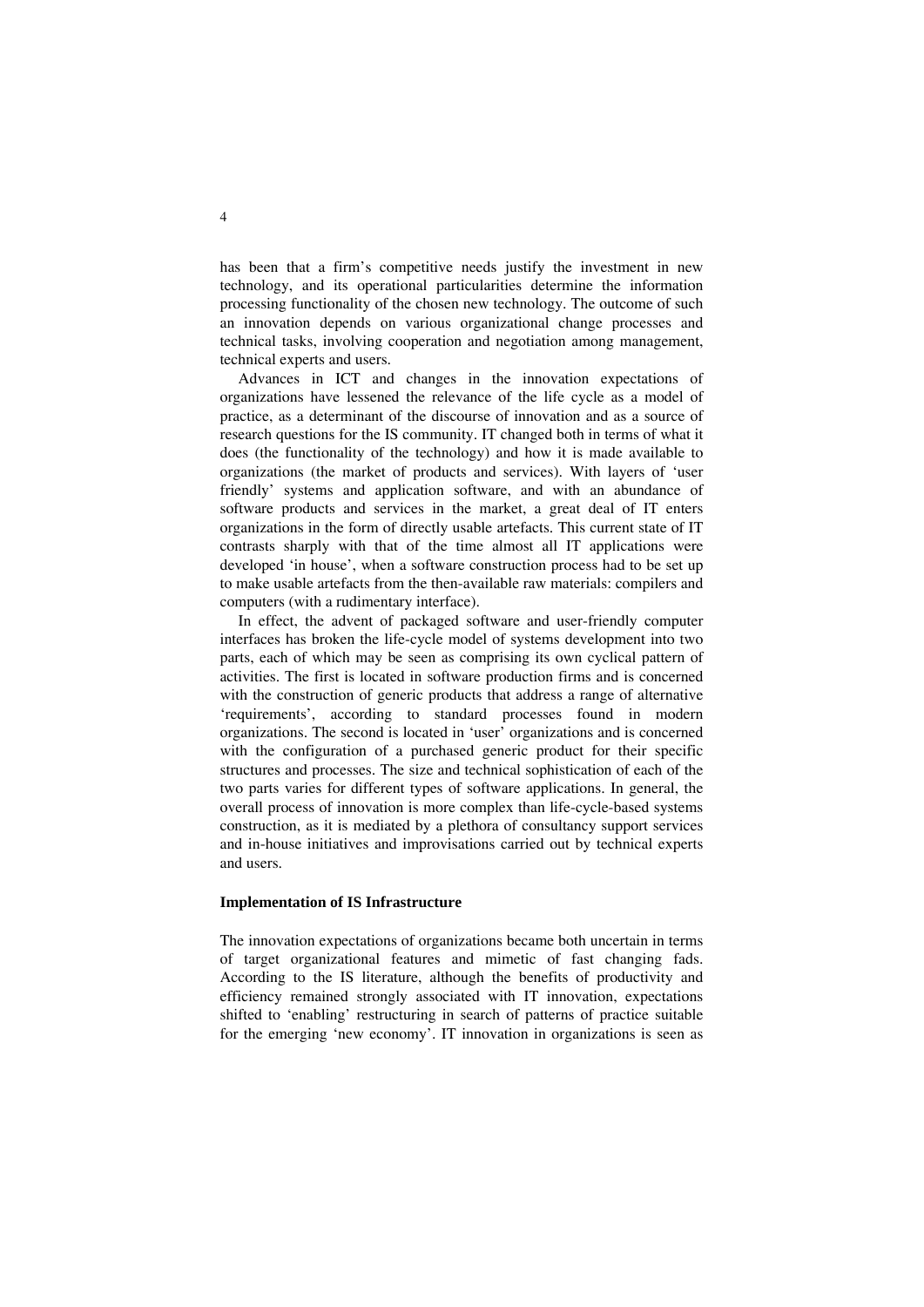has been that a firm's competitive needs justify the investment in new technology, and its operational particularities determine the information processing functionality of the chosen new technology. The outcome of such an innovation depends on various organizational change processes and technical tasks, involving cooperation and negotiation among management, technical experts and users.

Advances in ICT and changes in the innovation expectations of organizations have lessened the relevance of the life cycle as a model of practice, as a determinant of the discourse of innovation and as a source of research questions for the IS community. IT changed both in terms of what it does (the functionality of the technology) and how it is made available to organizations (the market of products and services). With layers of 'user friendly' systems and application software, and with an abundance of software products and services in the market, a great deal of IT enters organizations in the form of directly usable artefacts. This current state of IT contrasts sharply with that of the time almost all IT applications were developed 'in house', when a software construction process had to be set up to make usable artefacts from the then-available raw materials: compilers and computers (with a rudimentary interface).

In effect, the advent of packaged software and user-friendly computer interfaces has broken the life-cycle model of systems development into two parts, each of which may be seen as comprising its own cyclical pattern of activities. The first is located in software production firms and is concerned with the construction of generic products that address a range of alternative 'requirements', according to standard processes found in modern organizations. The second is located in 'user' organizations and is concerned with the configuration of a purchased generic product for their specific structures and processes. The size and technical sophistication of each of the two parts varies for different types of software applications. In general, the overall process of innovation is more complex than life-cycle-based systems construction, as it is mediated by a plethora of consultancy support services and in-house initiatives and improvisations carried out by technical experts and users.

**Implementation of IS Infrastructure**

The innovation expectations of organizations became both uncertain in terms of target organizational features and mimetic of fast changing fads. According to the IS literature, although the benefits of productivity and efficiency remained strongly associated with IT innovation, expectations shifted to 'enabling' restructuring in search of patterns of practice suitable for the emerging 'new economy'. IT innovation in organizations is seen as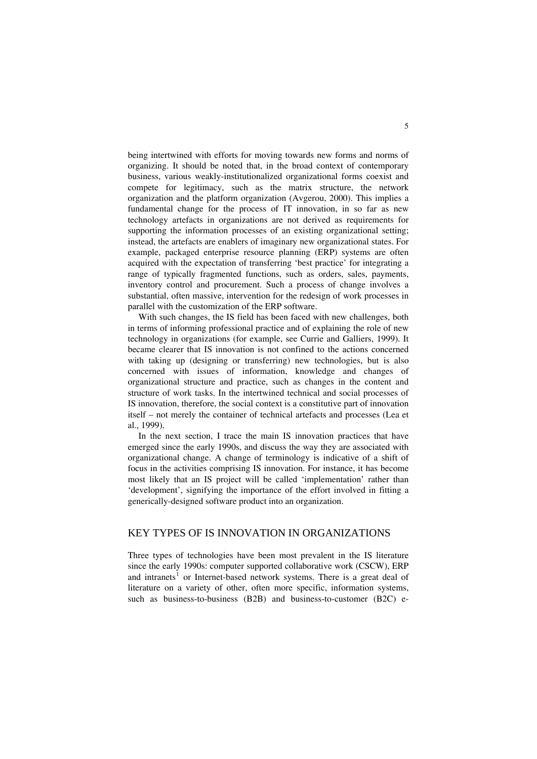being intertwined with efforts for moving towards new forms and norms of organizing. It should be noted that, in the broad context of contemporary business, various weakly-institutionalized organizational forms coexist and compete for legitimacy, such as the matrix structure, the network organization and the platform organization (Avgerou, 2000). This implies a fundamental change for the process of IT innovation, in so far as new technology artefacts in organizations are not derived as requirements for supporting the information processes of an existing organizational setting; instead, the artefacts are enablers of imaginary new organizational states. For example, packaged enterprise resource planning (ERP) systems are often acquired with the expectation of transferring 'best practice' for integrating a range of typically fragmented functions, such as orders, sales, payments, inventory control and procurement. Such a process of change involves a substantial, often massive, intervention for the redesign of work processes in parallel with the customization of the ERP software.

With such changes, the IS field has been faced with new challenges, both in terms of informing professional practice and of explaining the role of new technology in organizations (for example, see Currie and Galliers, 1999). It became clearer that IS innovation is not confined to the actions concerned with taking up (designing or transferring) new technologies, but is also concerned with issues of information, knowledge and changes of organizational structure and practice, such as changes in the content and structure of work tasks. In the intertwined technical and social processes of IS innovation, therefore, the social context is a constitutive part of innovation itself – not merely the container of technical artefacts and processes (Lea et al., 1999).

In the next section, I trace the main IS innovation practices that have emerged since the early 1990s, and discuss the way they are associated with organizational change. A change of terminology is indicative of a shift of focus in the activities comprising IS innovation. For instance, it has become most likely that an IS project will be called 'implementation' rather than 'development', signifying the importance of the effort involved in fitting a generically-designed software product into an organization.

## KEY TYPES OF IS INNOVATION IN ORGANIZATIONS

Three types of technologies have been most prevalent in the IS literature since the early 1990s: computer supported collaborative work (CSCW), ERP and intranets[1] or Internet-based network systems. There is a great deal of literature on a variety of other, often more specific, information systems, such as business-to-business (B2B) and business-to-customer (B2C) e-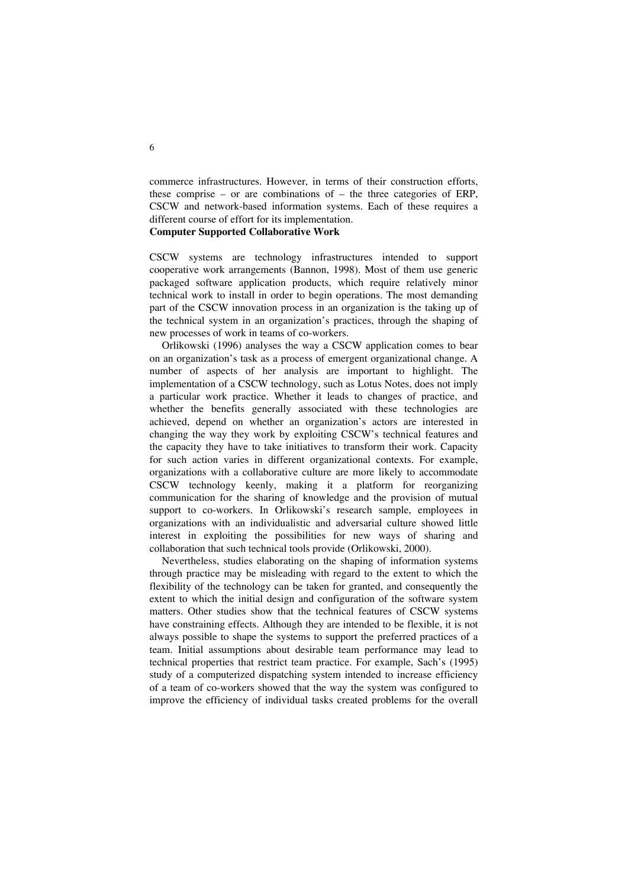commerce infrastructures. However, in terms of their construction efforts, these comprise – or are combinations of – the three categories of ERP, CSCW and network-based information systems. Each of these requires a different course of effort for its implementation.

## Computer Supported Collaborative Work

CSCW systems are technology infrastructures intended to support cooperative work arrangements (Bannon, 1998). Most of them use generic packaged software application products, which require relatively minor technical work to install in order to begin operations. The most demanding part of the CSCW innovation process in an organization is the taking up of the technical system in an organization's practices, through the shaping of new processes of work in teams of co-workers.

Orlikowski (1996) analyses the way a CSCW application comes to bear on an organization's task as a process of emergent organizational change. A number of aspects of her analysis are important to highlight. The implementation of a CSCW technology, such as Lotus Notes, does not imply a particular work practice. Whether it leads to changes of practice, and whether the benefits generally associated with these technologies are achieved, depend on whether an organization's actors are interested in changing the way they work by exploiting CSCW's technical features and the capacity they have to take initiatives to transform their work. Capacity for such action varies in different organizational contexts. For example, organizations with a collaborative culture are more likely to accommodate CSCW technology keenly, making it a platform for reorganizing communication for the sharing of knowledge and the provision of mutual support to co-workers. In Orlikowski's research sample, employees in organizations with an individualistic and adversarial culture showed little interest in exploiting the possibilities for new ways of sharing and collaboration that such technical tools provide (Orlikowski, 2000).

Nevertheless, studies elaborating on the shaping of information systems through practice may be misleading with regard to the extent to which the flexibility of the technology can be taken for granted, and consequently the extent to which the initial design and configuration of the software system matters. Other studies show that the technical features of CSCW systems have constraining effects. Although they are intended to be flexible, it is not always possible to shape the systems to support the preferred practices of a team. Initial assumptions about desirable team performance may lead to technical properties that restrict team practice. For example, Sach's (1995) study of a computerized dispatching system intended to increase efficiency of a team of co-workers showed that the way the system was configured to improve the efficiency of individual tasks created problems for the overall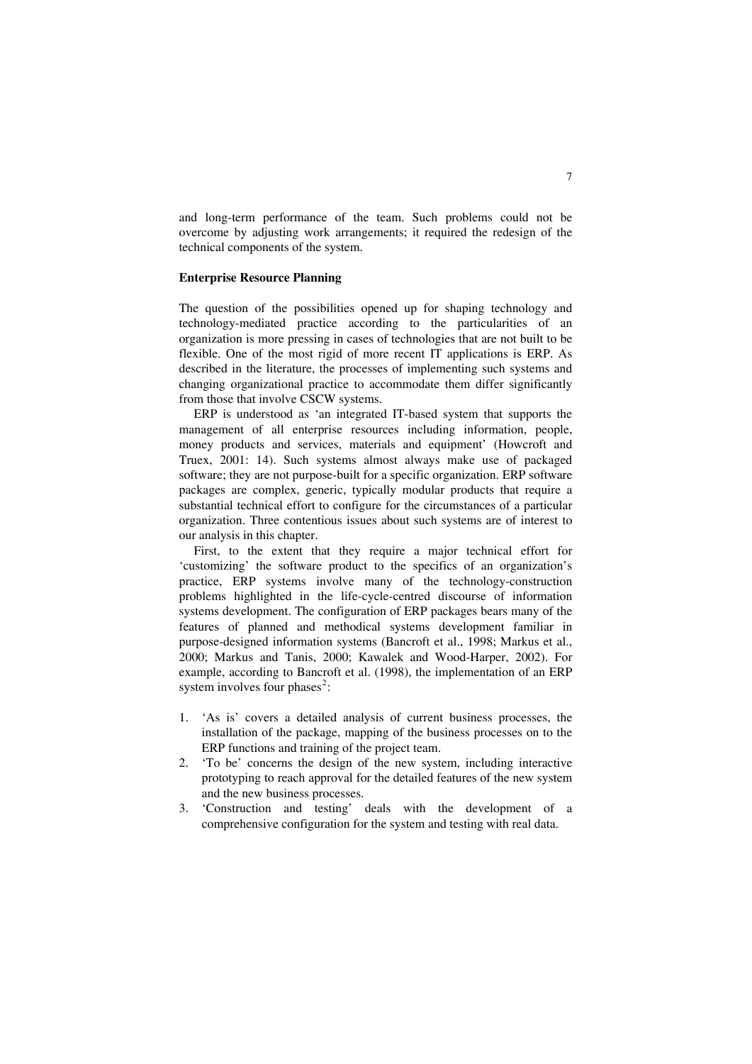and long-term performance of the team. Such problems could not be overcome by adjusting work arrangements; it required the redesign of the technical components of the system.

**Enterprise Resource Planning**

The question of the possibilities opened up for shaping technology and technology-mediated practice according to the particularities of an organization is more pressing in cases of technologies that are not built to be flexible. One of the most rigid of more recent IT applications is ERP. As described in the literature, the processes of implementing such systems and changing organizational practice to accommodate them differ significantly from those that involve CSCW systems.

ERP is understood as 'an integrated IT-based system that supports the management of all enterprise resources including information, people, money products and services, materials and equipment' (Howcroft and Truex, 2001: 14). Such systems almost always make use of packaged software; they are not purpose-built for a specific organization. ERP software packages are complex, generic, typically modular products that require a substantial technical effort to configure for the circumstances of a particular organization. Three contentious issues about such systems are of interest to our analysis in this chapter.

First, to the extent that they require a major technical effort for 'customizing' the software product to the specifics of an organization's practice, ERP systems involve many of the technology-construction problems highlighted in the life-cycle-centred discourse of information systems development. The configuration of ERP packages bears many of the features of planned and methodical systems development familiar in purpose-designed information systems (Bancroft et al., 1998; Markus et al., 2000; Markus and Tanis, 2000; Kawalek and Wood-Harper, 2002). For example, according to Bancroft et al. (1998), the implementation of an ERP system involves four phases[2]:

1. 'As is' covers a detailed analysis of current business processes, the installation of the package, mapping of the business processes on to the ERP functions and training of the project team.
2. 'To be' concerns the design of the new system, including interactive prototyping to reach approval for the detailed features of the new system and the new business processes.
3. 'Construction and testing' deals with the development of a comprehensive configuration for the system and testing with real data.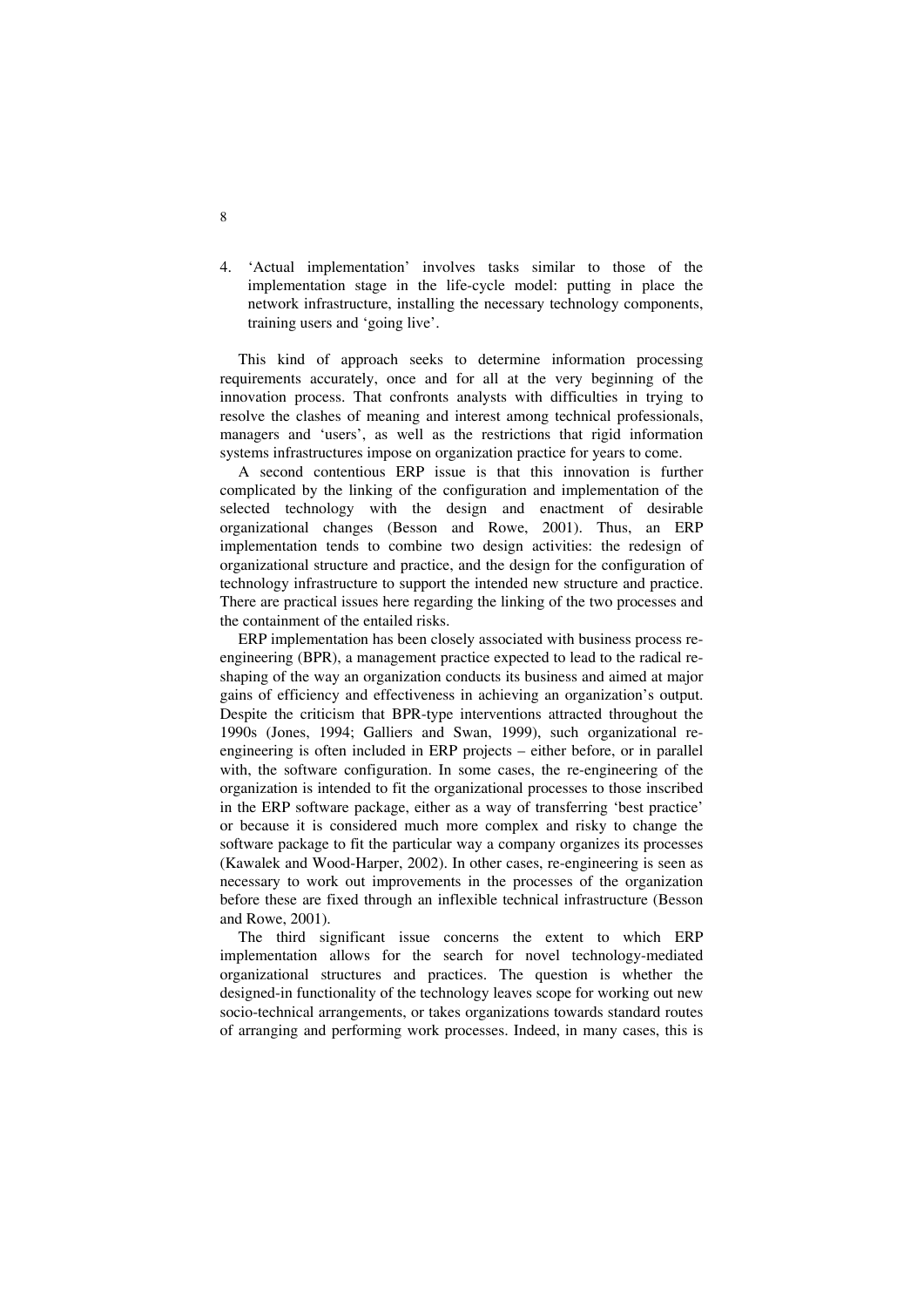4. 'Actual implementation' involves tasks similar to those of the implementation stage in the life-cycle model: putting in place the network infrastructure, installing the necessary technology components, training users and 'going live'.

This kind of approach seeks to determine information processing requirements accurately, once and for all at the very beginning of the innovation process. That confronts analysts with difficulties in trying to resolve the clashes of meaning and interest among technical professionals, managers and 'users', as well as the restrictions that rigid information systems infrastructures impose on organization practice for years to come.

A second contentious ERP issue is that this innovation is further complicated by the linking of the configuration and implementation of the selected technology with the design and enactment of desirable organizational changes (Besson and Rowe, 2001). Thus, an ERP implementation tends to combine two design activities: the redesign of organizational structure and practice, and the design for the configuration of technology infrastructure to support the intended new structure and practice. There are practical issues here regarding the linking of the two processes and the containment of the entailed risks.

ERP implementation has been closely associated with business process re-engineering (BPR), a management practice expected to lead to the radical re-shaping of the way an organization conducts its business and aimed at major gains of efficiency and effectiveness in achieving an organization's output. Despite the criticism that BPR-type interventions attracted throughout the 1990s (Jones, 1994; Galliers and Swan, 1999), such organizational re-engineering is often included in ERP projects – either before, or in parallel with, the software configuration. In some cases, the re-engineering of the organization is intended to fit the organizational processes to those inscribed in the ERP software package, either as a way of transferring 'best practice' or because it is considered much more complex and risky to change the software package to fit the particular way a company organizes its processes (Kawalek and Wood-Harper, 2002). In other cases, re-engineering is seen as necessary to work out improvements in the processes of the organization before these are fixed through an inflexible technical infrastructure (Besson and Rowe, 2001).

The third significant issue concerns the extent to which ERP implementation allows for the search for novel technology-mediated organizational structures and practices. The question is whether the designed-in functionality of the technology leaves scope for working out new socio-technical arrangements, or takes organizations towards standard routes of arranging and performing work processes. Indeed, in many cases, this is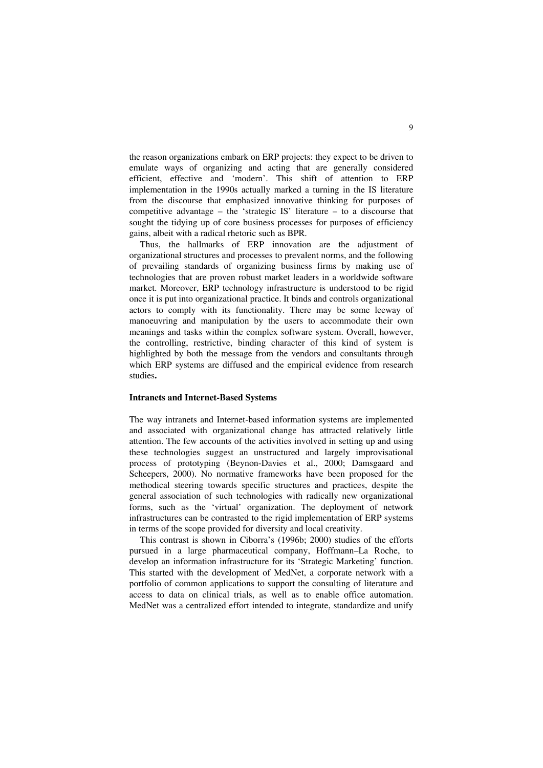the reason organizations embark on ERP projects: they expect to be driven to emulate ways of organizing and acting that are generally considered efficient, effective and 'modern'. This shift of attention to ERP implementation in the 1990s actually marked a turning in the IS literature from the discourse that emphasized innovative thinking for purposes of competitive advantage – the 'strategic IS' literature – to a discourse that sought the tidying up of core business processes for purposes of efficiency gains, albeit with a radical rhetoric such as BPR.

Thus, the hallmarks of ERP innovation are the adjustment of organizational structures and processes to prevalent norms, and the following of prevailing standards of organizing business firms by making use of technologies that are proven robust market leaders in a worldwide software market. Moreover, ERP technology infrastructure is understood to be rigid once it is put into organizational practice. It binds and controls organizational actors to comply with its functionality. There may be some leeway of manoeuvring and manipulation by the users to accommodate their own meanings and tasks within the complex software system. Overall, however, the controlling, restrictive, binding character of this kind of system is highlighted by both the message from the vendors and consultants through which ERP systems are diffused and the empirical evidence from research studies.

### Intranets and Internet-Based Systems

The way intranets and Internet-based information systems are implemented and associated with organizational change has attracted relatively little attention. The few accounts of the activities involved in setting up and using these technologies suggest an unstructured and largely improvisational process of prototyping (Beynon-Davies et al., 2000; Damsgaard and Scheepers, 2000). No normative frameworks have been proposed for the methodical steering towards specific structures and practices, despite the general association of such technologies with radically new organizational forms, such as the 'virtual' organization. The deployment of network infrastructures can be contrasted to the rigid implementation of ERP systems in terms of the scope provided for diversity and local creativity.

This contrast is shown in Ciborra's (1996b; 2000) studies of the efforts pursued in a large pharmaceutical company, Hoffmann–La Roche, to develop an information infrastructure for its 'Strategic Marketing' function. This started with the development of MedNet, a corporate network with a portfolio of common applications to support the consulting of literature and access to data on clinical trials, as well as to enable office automation. MedNet was a centralized effort intended to integrate, standardize and unify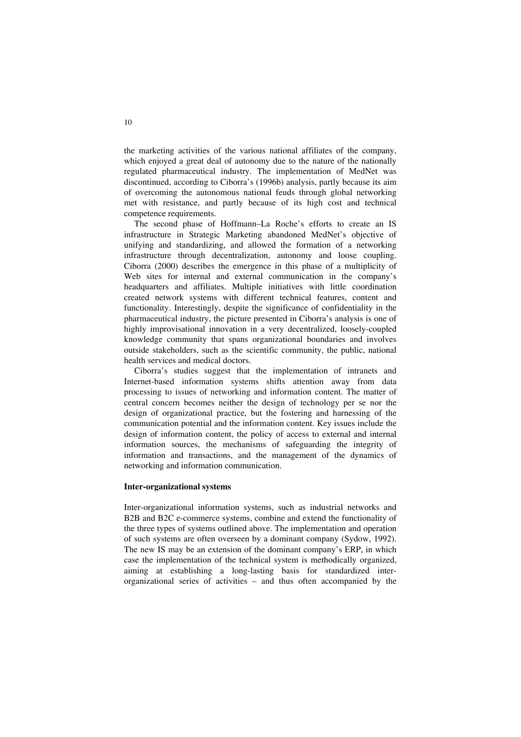the marketing activities of the various national affiliates of the company, which enjoyed a great deal of autonomy due to the nature of the nationally regulated pharmaceutical industry. The implementation of MedNet was discontinued, according to Ciborra's (1996b) analysis, partly because its aim of overcoming the autonomous national feuds through global networking met with resistance, and partly because of its high cost and technical competence requirements.

The second phase of Hoffmann–La Roche's efforts to create an IS infrastructure in Strategic Marketing abandoned MedNet's objective of unifying and standardizing, and allowed the formation of a networking infrastructure through decentralization, autonomy and loose coupling. Ciborra (2000) describes the emergence in this phase of a multiplicity of Web sites for internal and external communication in the company's headquarters and affiliates. Multiple initiatives with little coordination created network systems with different technical features, content and functionality. Interestingly, despite the significance of confidentiality in the pharmaceutical industry, the picture presented in Ciborra's analysis is one of highly improvisational innovation in a very decentralized, loosely-coupled knowledge community that spans organizational boundaries and involves outside stakeholders, such as the scientific community, the public, national health services and medical doctors.

Ciborra's studies suggest that the implementation of intranets and Internet-based information systems shifts attention away from data processing to issues of networking and information content. The matter of central concern becomes neither the design of technology per se nor the design of organizational practice, but the fostering and harnessing of the communication potential and the information content. Key issues include the design of information content, the policy of access to external and internal information sources, the mechanisms of safeguarding the integrity of information and transactions, and the management of the dynamics of networking and information communication.

### Inter-organizational systems

Inter-organizational information systems, such as industrial networks and B2B and B2C e-commerce systems, combine and extend the functionality of the three types of systems outlined above. The implementation and operation of such systems are often overseen by a dominant company (Sydow, 1992). The new IS may be an extension of the dominant company's ERP, in which case the implementation of the technical system is methodically organized, aiming at establishing a long-lasting basis for standardized inter-organizational series of activities – and thus often accompanied by the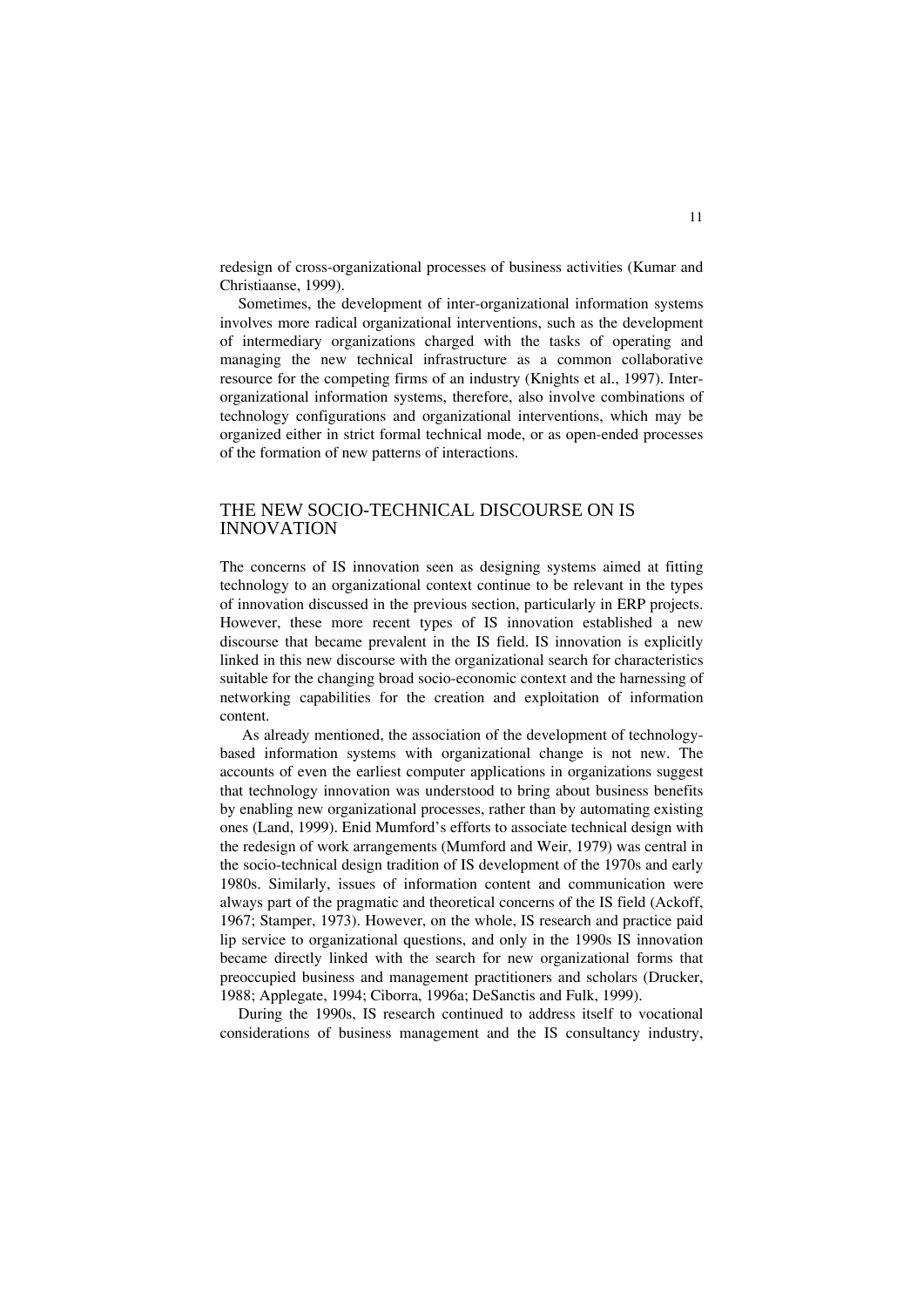redesign of cross-organizational processes of business activities (Kumar and Christiaanse, 1999).

Sometimes, the development of inter-organizational information systems involves more radical organizational interventions, such as the development of intermediary organizations charged with the tasks of operating and managing the new technical infrastructure as a common collaborative resource for the competing firms of an industry (Knights et al., 1997). Inter-organizational information systems, therefore, also involve combinations of technology configurations and organizational interventions, which may be organized either in strict formal technical mode, or as open-ended processes of the formation of new patterns of interactions.

## THE NEW SOCIO-TECHNICAL DISCOURSE ON IS INNOVATION

The concerns of IS innovation seen as designing systems aimed at fitting technology to an organizational context continue to be relevant in the types of innovation discussed in the previous section, particularly in ERP projects. However, these more recent types of IS innovation established a new discourse that became prevalent in the IS field. IS innovation is explicitly linked in this new discourse with the organizational search for characteristics suitable for the changing broad socio-economic context and the harnessing of networking capabilities for the creation and exploitation of information content.

As already mentioned, the association of the development of technology-based information systems with organizational change is not new. The accounts of even the earliest computer applications in organizations suggest that technology innovation was understood to bring about business benefits by enabling new organizational processes, rather than by automating existing ones (Land, 1999). Enid Mumford's efforts to associate technical design with the redesign of work arrangements (Mumford and Weir, 1979) was central in the socio-technical design tradition of IS development of the 1970s and early 1980s. Similarly, issues of information content and communication were always part of the pragmatic and theoretical concerns of the IS field (Ackoff, 1967; Stamper, 1973). However, on the whole, IS research and practice paid lip service to organizational questions, and only in the 1990s IS innovation became directly linked with the search for new organizational forms that preoccupied business and management practitioners and scholars (Drucker, 1988; Applegate, 1994; Ciborra, 1996a; DeSanctis and Fulk, 1999).

During the 1990s, IS research continued to address itself to vocational considerations of business management and the IS consultancy industry,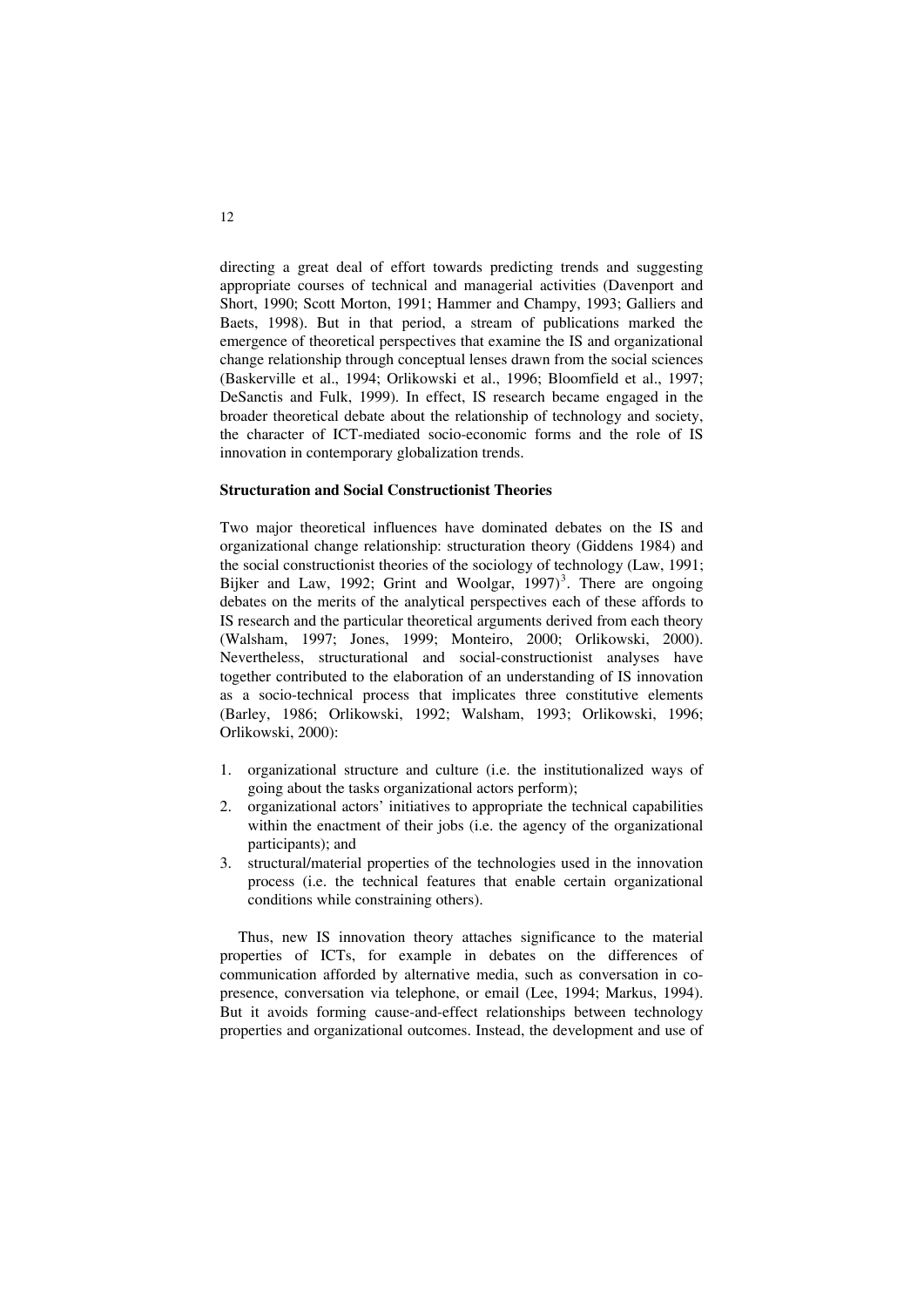directing a great deal of effort towards predicting trends and suggesting appropriate courses of technical and managerial activities (Davenport and Short, 1990; Scott Morton, 1991; Hammer and Champy, 1993; Galliers and Baets, 1998). But in that period, a stream of publications marked the emergence of theoretical perspectives that examine the IS and organizational change relationship through conceptual lenses drawn from the social sciences (Baskerville et al., 1994; Orlikowski et al., 1996; Bloomfield et al., 1997; DeSanctis and Fulk, 1999). In effect, IS research became engaged in the broader theoretical debate about the relationship of technology and society, the character of ICT-mediated socio-economic forms and the role of IS innovation in contemporary globalization trends.

**Structuration and Social Constructionist Theories**

Two major theoretical influences have dominated debates on the IS and organizational change relationship: structuration theory (Giddens 1984) and the social constructionist theories of the sociology of technology (Law, 1991; Bijker and Law, 1992; Grint and Woolgar, 1997)[3]. There are ongoing debates on the merits of the analytical perspectives each of these affords to IS research and the particular theoretical arguments derived from each theory (Walsham, 1997; Jones, 1999; Monteiro, 2000; Orlikowski, 2000). Nevertheless, structurational and social-constructionist analyses have together contributed to the elaboration of an understanding of IS innovation as a socio-technical process that implicates three constitutive elements (Barley, 1986; Orlikowski, 1992; Walsham, 1993; Orlikowski, 1996; Orlikowski, 2000):

1. organizational structure and culture (i.e. the institutionalized ways of going about the tasks organizational actors perform);
2. organizational actors' initiatives to appropriate the technical capabilities within the enactment of their jobs (i.e. the agency of the organizational participants); and
3. structural/material properties of the technologies used in the innovation process (i.e. the technical features that enable certain organizational conditions while constraining others).

Thus, new IS innovation theory attaches significance to the material properties of ICTs, for example in debates on the differences of communication afforded by alternative media, such as conversation in co-presence, conversation via telephone, or email (Lee, 1994; Markus, 1994). But it avoids forming cause-and-effect relationships between technology properties and organizational outcomes. Instead, the development and use of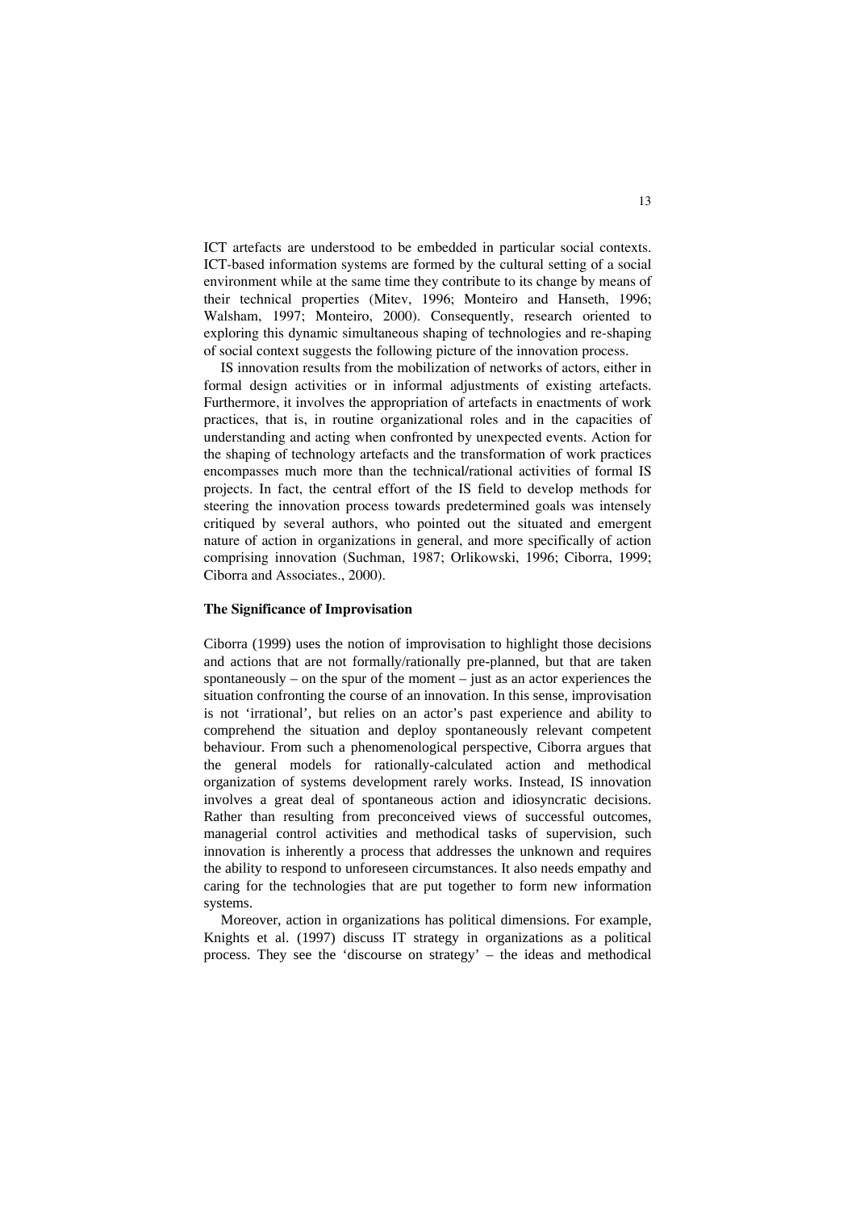ICT artefacts are understood to be embedded in particular social contexts. ICT-based information systems are formed by the cultural setting of a social environment while at the same time they contribute to its change by means of their technical properties (Mitev, 1996; Monteiro and Hanseth, 1996; Walsham, 1997; Monteiro, 2000). Consequently, research oriented to exploring this dynamic simultaneous shaping of technologies and re-shaping of social context suggests the following picture of the innovation process.

IS innovation results from the mobilization of networks of actors, either in formal design activities or in informal adjustments of existing artefacts. Furthermore, it involves the appropriation of artefacts in enactments of work practices, that is, in routine organizational roles and in the capacities of understanding and acting when confronted by unexpected events. Action for the shaping of technology artefacts and the transformation of work practices encompasses much more than the technical/rational activities of formal IS projects. In fact, the central effort of the IS field to develop methods for steering the innovation process towards predetermined goals was intensely critiqued by several authors, who pointed out the situated and emergent nature of action in organizations in general, and more specifically of action comprising innovation (Suchman, 1987; Orlikowski, 1996; Ciborra, 1999; Ciborra and Associates., 2000).

### The Significance of Improvisation

Ciborra (1999) uses the notion of improvisation to highlight those decisions and actions that are not formally/rationally pre-planned, but that are taken spontaneously – on the spur of the moment – just as an actor experiences the situation confronting the course of an innovation. In this sense, improvisation is not 'irrational', but relies on an actor's past experience and ability to comprehend the situation and deploy spontaneously relevant competent behaviour. From such a phenomenological perspective, Ciborra argues that the general models for rationally-calculated action and methodical organization of systems development rarely works. Instead, IS innovation involves a great deal of spontaneous action and idiosyncratic decisions. Rather than resulting from preconceived views of successful outcomes, managerial control activities and methodical tasks of supervision, such innovation is inherently a process that addresses the unknown and requires the ability to respond to unforeseen circumstances. It also needs empathy and caring for the technologies that are put together to form new information systems.

Moreover, action in organizations has political dimensions. For example, Knights et al. (1997) discuss IT strategy in organizations as a political process. They see the 'discourse on strategy' – the ideas and methodical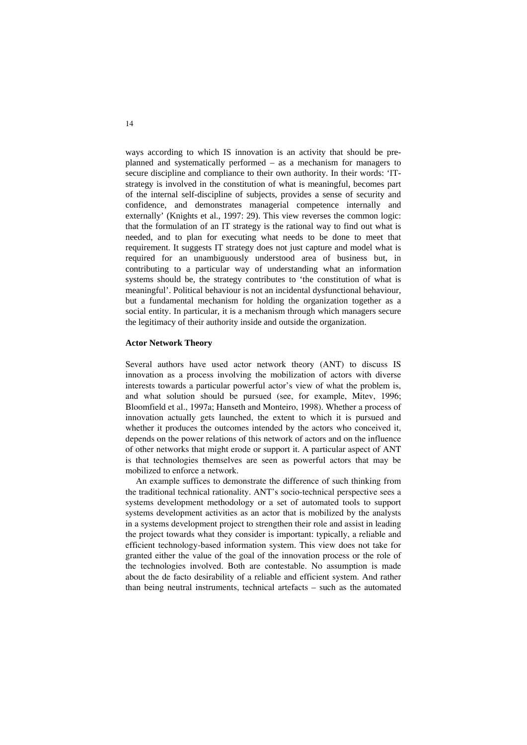ways according to which IS innovation is an activity that should be pre-planned and systematically performed – as a mechanism for managers to secure discipline and compliance to their own authority. In their words: 'IT-strategy is involved in the constitution of what is meaningful, becomes part of the internal self-discipline of subjects, provides a sense of security and confidence, and demonstrates managerial competence internally and externally' (Knights et al., 1997: 29). This view reverses the common logic: that the formulation of an IT strategy is the rational way to find out what is needed, and to plan for executing what needs to be done to meet that requirement. It suggests IT strategy does not just capture and model what is required for an unambiguously understood area of business but, in contributing to a particular way of understanding what an information systems should be, the strategy contributes to 'the constitution of what is meaningful'. Political behaviour is not an incidental dysfunctional behaviour, but a fundamental mechanism for holding the organization together as a social entity. In particular, it is a mechanism through which managers secure the legitimacy of their authority inside and outside the organization.

### Actor Network Theory

Several authors have used actor network theory (ANT) to discuss IS innovation as a process involving the mobilization of actors with diverse interests towards a particular powerful actor's view of what the problem is, and what solution should be pursued (see, for example, Mitev, 1996; Bloomfield et al., 1997a; Hanseth and Monteiro, 1998). Whether a process of innovation actually gets launched, the extent to which it is pursued and whether it produces the outcomes intended by the actors who conceived it, depends on the power relations of this network of actors and on the influence of other networks that might erode or support it. A particular aspect of ANT is that technologies themselves are seen as powerful actors that may be mobilized to enforce a network.

An example suffices to demonstrate the difference of such thinking from the traditional technical rationality. ANT's socio-technical perspective sees a systems development methodology or a set of automated tools to support systems development activities as an actor that is mobilized by the analysts in a systems development project to strengthen their role and assist in leading the project towards what they consider is important: typically, a reliable and efficient technology-based information system. This view does not take for granted either the value of the goal of the innovation process or the role of the technologies involved. Both are contestable. No assumption is made about the de facto desirability of a reliable and efficient system. And rather than being neutral instruments, technical artefacts – such as the automated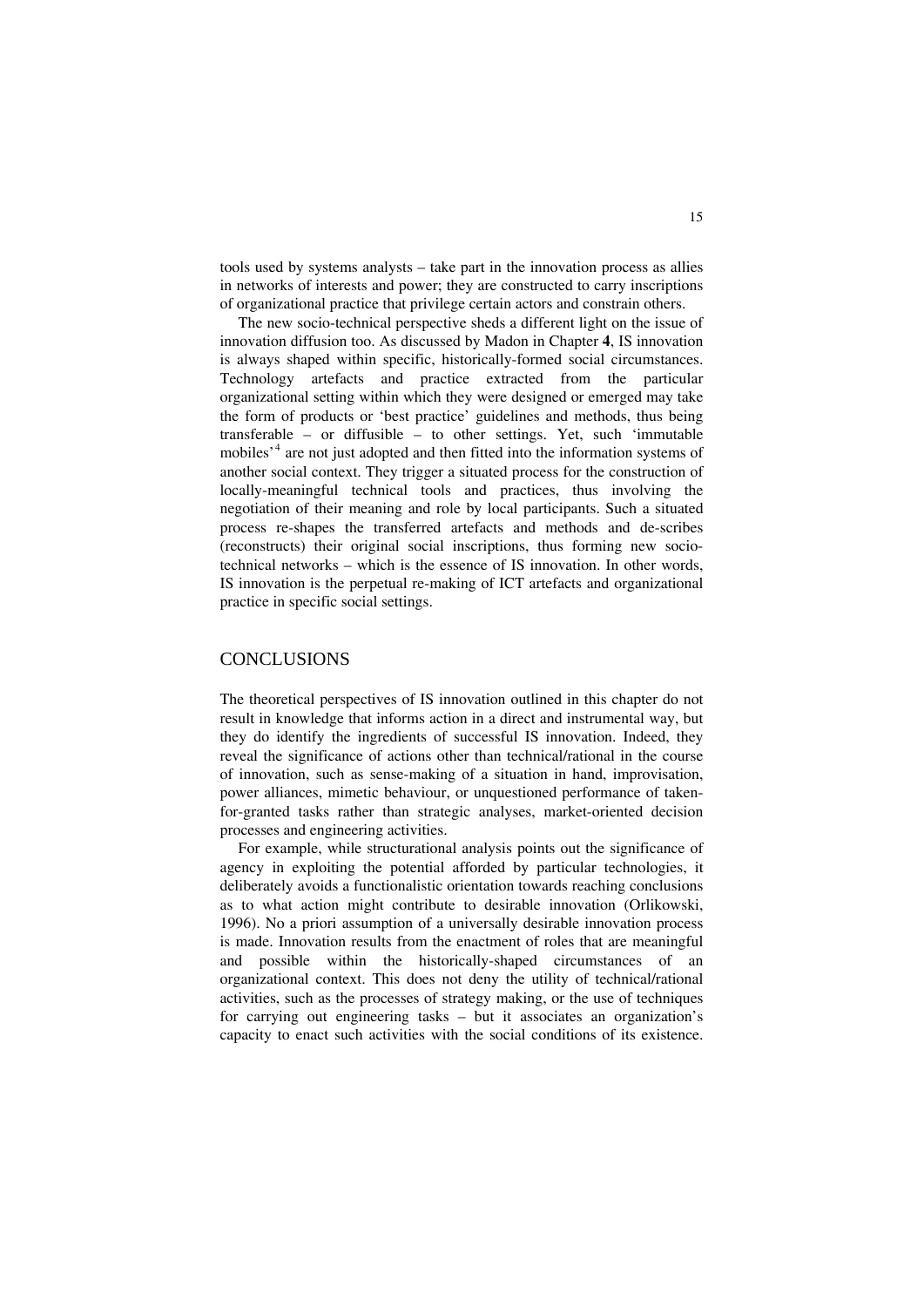tools used by systems analysts – take part in the innovation process as allies in networks of interests and power; they are constructed to carry inscriptions of organizational practice that privilege certain actors and constrain others.

The new socio-technical perspective sheds a different light on the issue of innovation diffusion too. As discussed by Madon in Chapter **4**, IS innovation is always shaped within specific, historically-formed social circumstances. Technology artefacts and practice extracted from the particular organizational setting within which they were designed or emerged may take the form of products or 'best practice' guidelines and methods, thus being transferable – or diffusible – to other settings. Yet, such 'immutable mobiles'[4] are not just adopted and then fitted into the information systems of another social context. They trigger a situated process for the construction of locally-meaningful technical tools and practices, thus involving the negotiation of their meaning and role by local participants. Such a situated process re-shapes the transferred artefacts and methods and de-scribes (reconstructs) their original social inscriptions, thus forming new socio-technical networks – which is the essence of IS innovation. In other words, IS innovation is the perpetual re-making of ICT artefacts and organizational practice in specific social settings.

## CONCLUSIONS

The theoretical perspectives of IS innovation outlined in this chapter do not result in knowledge that informs action in a direct and instrumental way, but they do identify the ingredients of successful IS innovation. Indeed, they reveal the significance of actions other than technical/rational in the course of innovation, such as sense-making of a situation in hand, improvisation, power alliances, mimetic behaviour, or unquestioned performance of taken-for-granted tasks rather than strategic analyses, market-oriented decision processes and engineering activities.

For example, while structurational analysis points out the significance of agency in exploiting the potential afforded by particular technologies, it deliberately avoids a functionalistic orientation towards reaching conclusions as to what action might contribute to desirable innovation (Orlikowski, 1996). No a priori assumption of a universally desirable innovation process is made. Innovation results from the enactment of roles that are meaningful and possible within the historically-shaped circumstances of an organizational context. This does not deny the utility of technical/rational activities, such as the processes of strategy making, or the use of techniques for carrying out engineering tasks – but it associates an organization's capacity to enact such activities with the social conditions of its existence.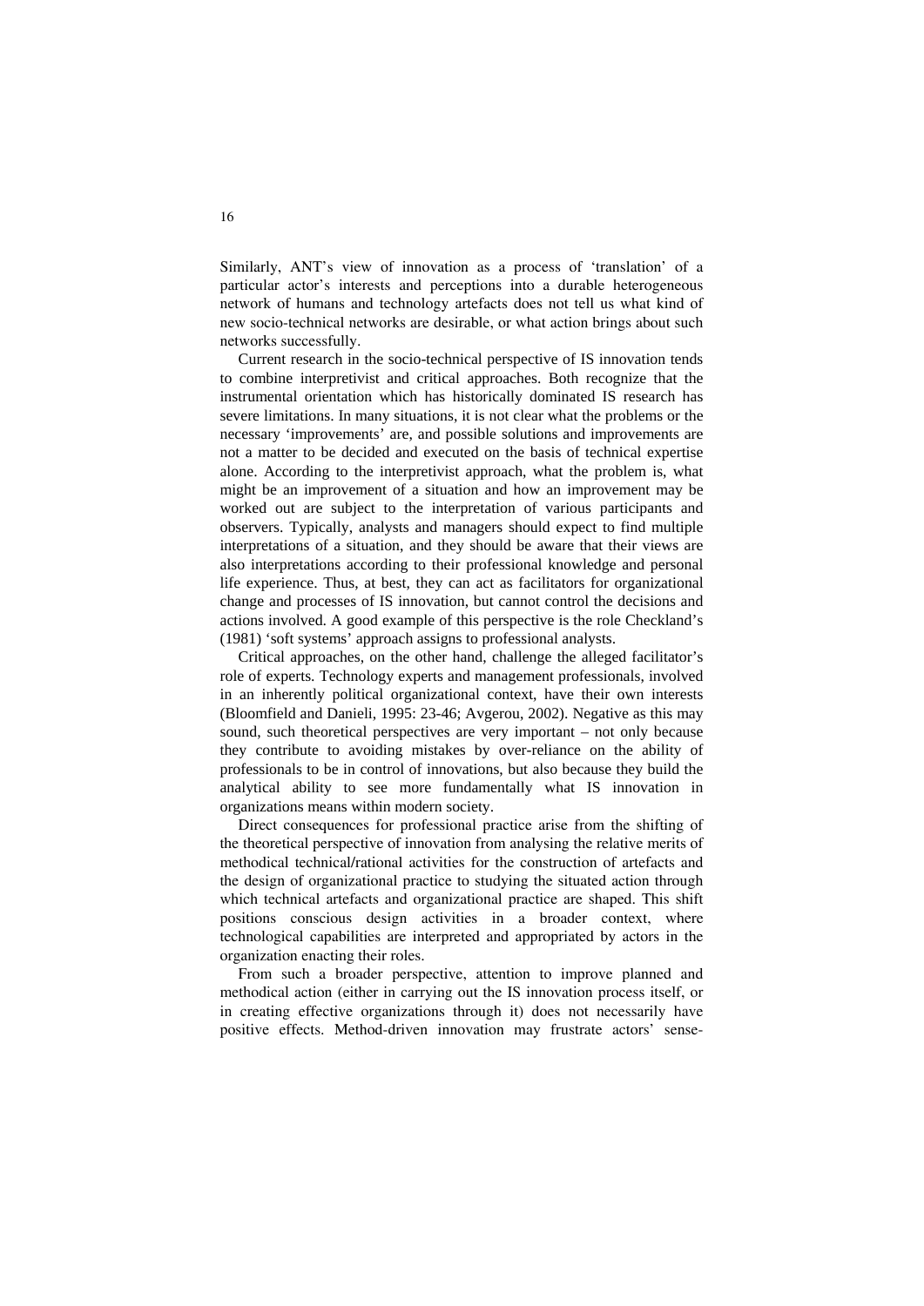Similarly, ANT's view of innovation as a process of 'translation' of a particular actor's interests and perceptions into a durable heterogeneous network of humans and technology artefacts does not tell us what kind of new socio-technical networks are desirable, or what action brings about such networks successfully.

Current research in the socio-technical perspective of IS innovation tends to combine interpretivist and critical approaches. Both recognize that the instrumental orientation which has historically dominated IS research has severe limitations. In many situations, it is not clear what the problems or the necessary 'improvements' are, and possible solutions and improvements are not a matter to be decided and executed on the basis of technical expertise alone. According to the interpretivist approach, what the problem is, what might be an improvement of a situation and how an improvement may be worked out are subject to the interpretation of various participants and observers. Typically, analysts and managers should expect to find multiple interpretations of a situation, and they should be aware that their views are also interpretations according to their professional knowledge and personal life experience. Thus, at best, they can act as facilitators for organizational change and processes of IS innovation, but cannot control the decisions and actions involved. A good example of this perspective is the role Checkland's (1981) 'soft systems' approach assigns to professional analysts.

Critical approaches, on the other hand, challenge the alleged facilitator's role of experts. Technology experts and management professionals, involved in an inherently political organizational context, have their own interests (Bloomfield and Danieli, 1995: 23-46; Avgerou, 2002). Negative as this may sound, such theoretical perspectives are very important – not only because they contribute to avoiding mistakes by over-reliance on the ability of professionals to be in control of innovations, but also because they build the analytical ability to see more fundamentally what IS innovation in organizations means within modern society.

Direct consequences for professional practice arise from the shifting of the theoretical perspective of innovation from analysing the relative merits of methodical technical/rational activities for the construction of artefacts and the design of organizational practice to studying the situated action through which technical artefacts and organizational practice are shaped. This shift positions conscious design activities in a broader context, where technological capabilities are interpreted and appropriated by actors in the organization enacting their roles.

From such a broader perspective, attention to improve planned and methodical action (either in carrying out the IS innovation process itself, or in creating effective organizations through it) does not necessarily have positive effects. Method-driven innovation may frustrate actors' sense-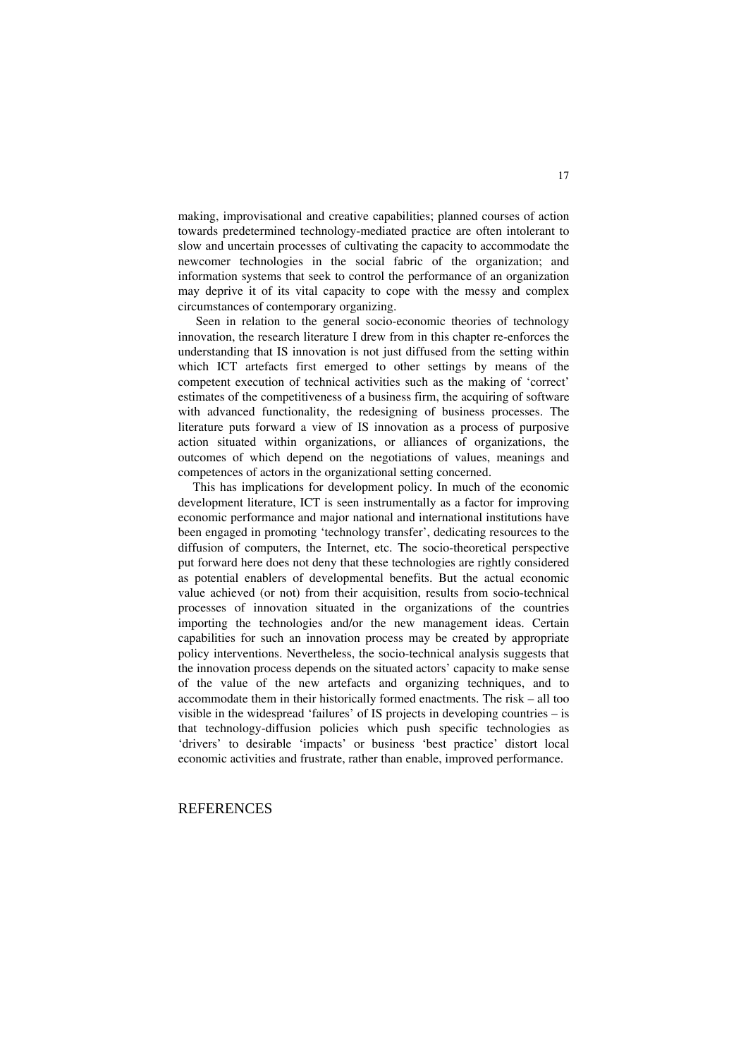making, improvisational and creative capabilities; planned courses of action towards predetermined technology-mediated practice are often intolerant to slow and uncertain processes of cultivating the capacity to accommodate the newcomer technologies in the social fabric of the organization; and information systems that seek to control the performance of an organization may deprive it of its vital capacity to cope with the messy and complex circumstances of contemporary organizing.

Seen in relation to the general socio-economic theories of technology innovation, the research literature I drew from in this chapter re-enforces the understanding that IS innovation is not just diffused from the setting within which ICT artefacts first emerged to other settings by means of the competent execution of technical activities such as the making of 'correct' estimates of the competitiveness of a business firm, the acquiring of software with advanced functionality, the redesigning of business processes. The literature puts forward a view of IS innovation as a process of purposive action situated within organizations, or alliances of organizations, the outcomes of which depend on the negotiations of values, meanings and competences of actors in the organizational setting concerned.

This has implications for development policy. In much of the economic development literature, ICT is seen instrumentally as a factor for improving economic performance and major national and international institutions have been engaged in promoting 'technology transfer', dedicating resources to the diffusion of computers, the Internet, etc. The socio-theoretical perspective put forward here does not deny that these technologies are rightly considered as potential enablers of developmental benefits. But the actual economic value achieved (or not) from their acquisition, results from socio-technical processes of innovation situated in the organizations of the countries importing the technologies and/or the new management ideas. Certain capabilities for such an innovation process may be created by appropriate policy interventions. Nevertheless, the socio-technical analysis suggests that the innovation process depends on the situated actors' capacity to make sense of the value of the new artefacts and organizing techniques, and to accommodate them in their historically formed enactments. The risk – all too visible in the widespread 'failures' of IS projects in developing countries – is that technology-diffusion policies which push specific technologies as 'drivers' to desirable 'impacts' or business 'best practice' distort local economic activities and frustrate, rather than enable, improved performance.

## REFERENCES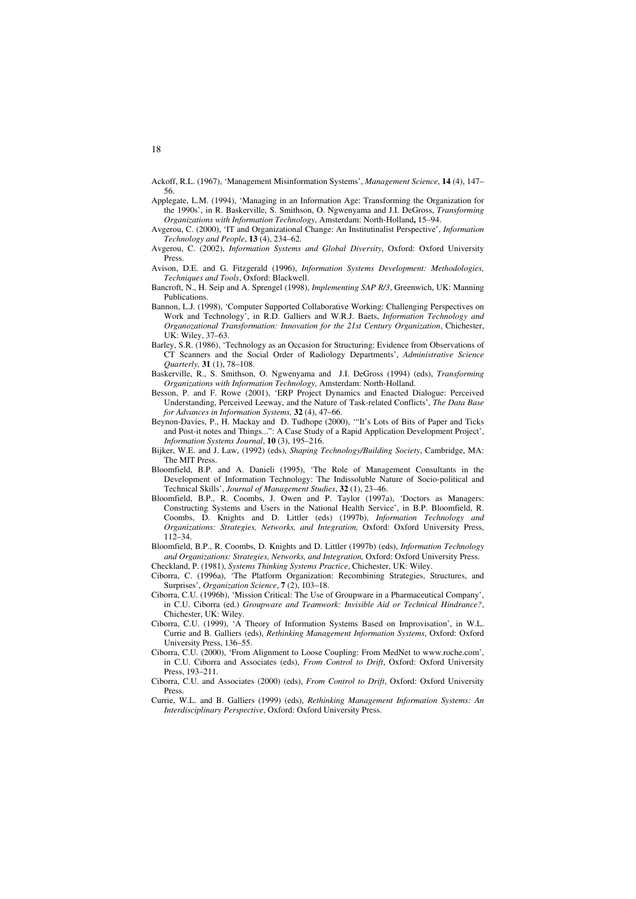Ackoff, R.L. (1967), 'Management Misinformation Systems', *Management Science*, **14** (4), 147–56.

Applegate, L.M. (1994), 'Managing in an Information Age: Transforming the Organization for the 1990s', in R. Baskerville, S. Smithson, O. Ngwenyama and J.I. DeGross, *Transforming Organizations with Information Technology*, Amsterdam: North-Holland**,** 15–94.

Avgerou, C. (2000), 'IT and Organizational Change: An Institutinalist Perspective', *Information Technology and People*, **13** (4), 234–62.

Avgerou, C. (2002), *Information Systems and Global Diversity*, Oxford: Oxford University Press.

Avison, D.E. and G. Fitzgerald (1996), *Information Systems Development: Methodologies, Techniques and Tools*, Oxford: Blackwell.

Bancroft, N., H. Seip and A. Sprengel (1998), *Implementing SAP R/3*, Greenwich, UK: Manning Publications.

Bannon, L.J. (1998), 'Computer Supported Collaborative Working: Challenging Perspectives on Work and Technology', in R.D. Galliers and W.R.J. Baets, *Information Technology and Organozational Transformation: Innovation for the 21st Century Organization*, Chichester, UK: Wiley, 37–63.

Barley, S.R. (1986), 'Technology as an Occasion for Structuring: Evidence from Observations of CT Scanners and the Social Order of Radiology Departments', *Administrative Science Quarterly,* **31** (1), 78–108.

Baskerville, R., S. Smithson, O. Ngwenyama and J.I. DeGross (1994) (eds), *Transforming Organizations with Information Technology,* Amsterdam: North-Holland.

Besson, P. and F. Rowe (2001), 'ERP Project Dynamics and Enacted Dialogue: Perceived Understanding, Perceived Leeway, and the Nature of Task-related Conflicts', *The Data Base for Advances in Information Systems,* **32** (4), 47–66.

Beynon-Davies, P., H. Mackay and D. Tudhope (2000), '"It's Lots of Bits of Paper and Ticks and Post-it notes and Things...": A Case Study of a Rapid Application Development Project', *Information Systems Journal*, **10** (3), 195–216.

Bijker, W.E. and J. Law, (1992) (eds), *Shaping Technology/Building Society*, Cambridge, MA: The MIT Press.

Bloomfield, B.P. and A. Danieli (1995), 'The Role of Management Consultants in the Development of Information Technology: The Indissoluble Nature of Socio-political and Technical Skills', *Journal of Management Studies*, **32** (1), 23–46.

Bloomfield, B.P., R. Coombs, J. Owen and P. Taylor (1997a), 'Doctors as Managers: Constructing Systems and Users in the National Health Service', in B.P. Bloomfield, R. Coombs, D. Knights and D. Littler (eds) (1997b), *Information Technology and Organizations: Strategies, Networks, and Integration,* Oxford: Oxford University Press, 112–34.

Bloomfield, B.P., R. Coombs, D. Knights and D. Littler (1997b) (eds), *Information Technology and Organizations: Strategies, Networks, and Integration,* Oxford: Oxford University Press.

Checkland, P. (1981), *Systems Thinking Systems Practice*, Chichester, UK: Wiley.

Ciborra, C. (1996a), 'The Platform Organization: Recombining Strategies, Structures, and Surprises', *Organization Science*, **7** (2), 103–18.

Ciborra, C.U. (1996b), 'Mission Critical: The Use of Groupware in a Pharmaceutical Company', in C.U. Ciborra (ed.) *Groupware and Teamwork: Invisible Aid or Technical Hindrance?*, Chichester, UK: Wiley.

Ciborra, C.U. (1999), 'A Theory of Information Systems Based on Improvisation', in W.L. Currie and B. Galliers (eds), *Rethinking Management Information Systems*, Oxford: Oxford University Press, 136–55.

Ciborra, C.U. (2000), 'From Alignment to Loose Coupling: From MedNet to www.roche.com', in C.U. Ciborra and Associates (eds), *From Control to Drift*, Oxford: Oxford University Press, 193–211.

Ciborra, C.U. and Associates (2000) (eds), *From Control to Drift*, Oxford: Oxford University Press.

Currie, W.L. and B. Galliers (1999) (eds), *Rethinking Management Information Systems: An Interdisciplinary Perspective*, Oxford: Oxford University Press.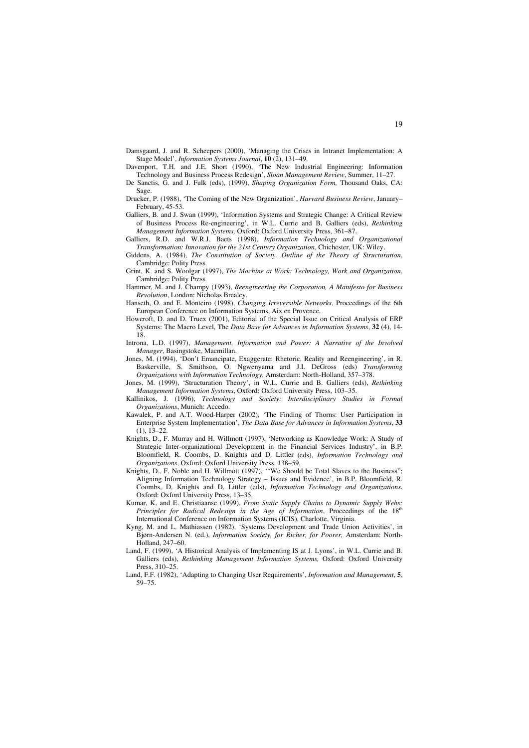Damsgaard, J. and R. Scheepers (2000), 'Managing the Crises in Intranet Implementation: A Stage Model', *Information Systems Journal*, **10** (2), 131–49.

Davenport, T.H. and J.E. Short (1990), 'The New Industrial Engineering: Information Technology and Business Process Redesign', *Sloan Management Review*, Summer, 11–27.

De Sanctis, G. and J. Fulk (eds), (1999), *Shaping Organization Form,* Thousand Oaks, CA: Sage.

Drucker, P. (1988), 'The Coming of the New Organization', *Harvard Business Review*, January–February, 45-53.

Galliers, B. and J. Swan (1999), 'Information Systems and Strategic Change: A Critical Review of Business Process Re-engineering', in W.L. Currie and B. Galliers (eds), *Rethinking Management Information Systems,* Oxford: Oxford University Press, 361–87.

Galliers, R.D. and W.R.J. Baets (1998), *Information Technology and Organizational Transformation: Innovation for the 21st Century Organization*, Chichester, UK: Wiley.

Giddens, A. (1984), *The Constitution of Society. Outline of the Theory of Structuration*, Cambridge: Polity Press.

Grint, K. and S. Woolgar (1997), *The Machine at Work: Technology, Work and Organization*, Cambridge: Polity Press.

Hammer, M. and J. Champy (1993), *Reengineering the Corporation, A Manifesto for Business Revolution*, London: Nicholas Brealey.

Hanseth, O. and E. Monteiro (1998), *Changing Irreversible Networks*, Proceedings of the 6th European Conference on Information Systems, Aix en Provence.

Howcroft, D. and D. Truex (2001), Editorial of the Special Issue on Critical Analysis of ERP Systems: The Macro Level, The *Data Base for Advances in Information Systems*, **32** (4), 14-18.

Introna, L.D. (1997), *Management, Information and Power: A Narrative of the Involved Manager*, Basingstoke, Macmillan.

Jones, M. (1994), 'Don't Emancipate, Exaggerate: Rhetoric, Reality and Reengineering', in R. Baskerville, S. Smithson, O. Ngwenyama and J.I. DeGross (eds) *Transforming Organizations with Information Technology*, Amsterdam: North-Holland, 357–378.

Jones, M. (1999), 'Structuration Theory', in W.L. Currie and B. Galliers (eds), *Rethinking Management Information Systems*, Oxford: Oxford University Press, 103–35.

Kallinikos, J. (1996), *Technology and Society: Interdisciplinary Studies in Formal Organizations*, Munich: Accedo.

Kawalek, P. and A.T. Wood-Harper (2002), 'The Finding of Thorns: User Participation in Enterprise System Implementation', *The Data Base for Advances in Information Systems*, **33** (1), 13–22.

Knights, D., F. Murray and H. Willmott (1997), 'Networking as Knowledge Work: A Study of Strategic Inter-organizational Development in the Financial Services Industry', in B.P. Bloomfield, R. Coombs, D. Knights and D. Littler (eds), *Information Technology and Organizations*, Oxford: Oxford University Press, 138–59.

Knights, D., F. Noble and H. Willmott (1997), '"We Should be Total Slaves to the Business": Aligning Information Technology Strategy – Issues and Evidence', in B.P. Bloomfield, R. Coombs, D. Knights and D. Littler (eds), *Information Technology and Organizations*, Oxford: Oxford University Press, 13–35.

Kumar, K. and E. Christiaanse (1999), *From Static Supply Chains to Dynamic Supply Webs: Principles for Radical Redesign in the Age of Information*, Proceedings of the 18th International Conference on Information Systems (ICIS), Charlotte, Virginia.

Kyng, M. and L. Mathiassen (1982), 'Systems Development and Trade Union Activities', in Bjørn-Andersen N. (ed.), *Information Society, for Richer, for Poorer,* Amsterdam: North-Holland, 247–60.

Land, F. (1999), 'A Historical Analysis of Implementing IS at J. Lyons', in W.L. Currie and B. Galliers (eds), *Rethinking Management Information Systems,* Oxford: Oxford University Press, 310–25.

Land, F.F. (1982), 'Adapting to Changing User Requirements', *Information and Management*, **5**, 59–75.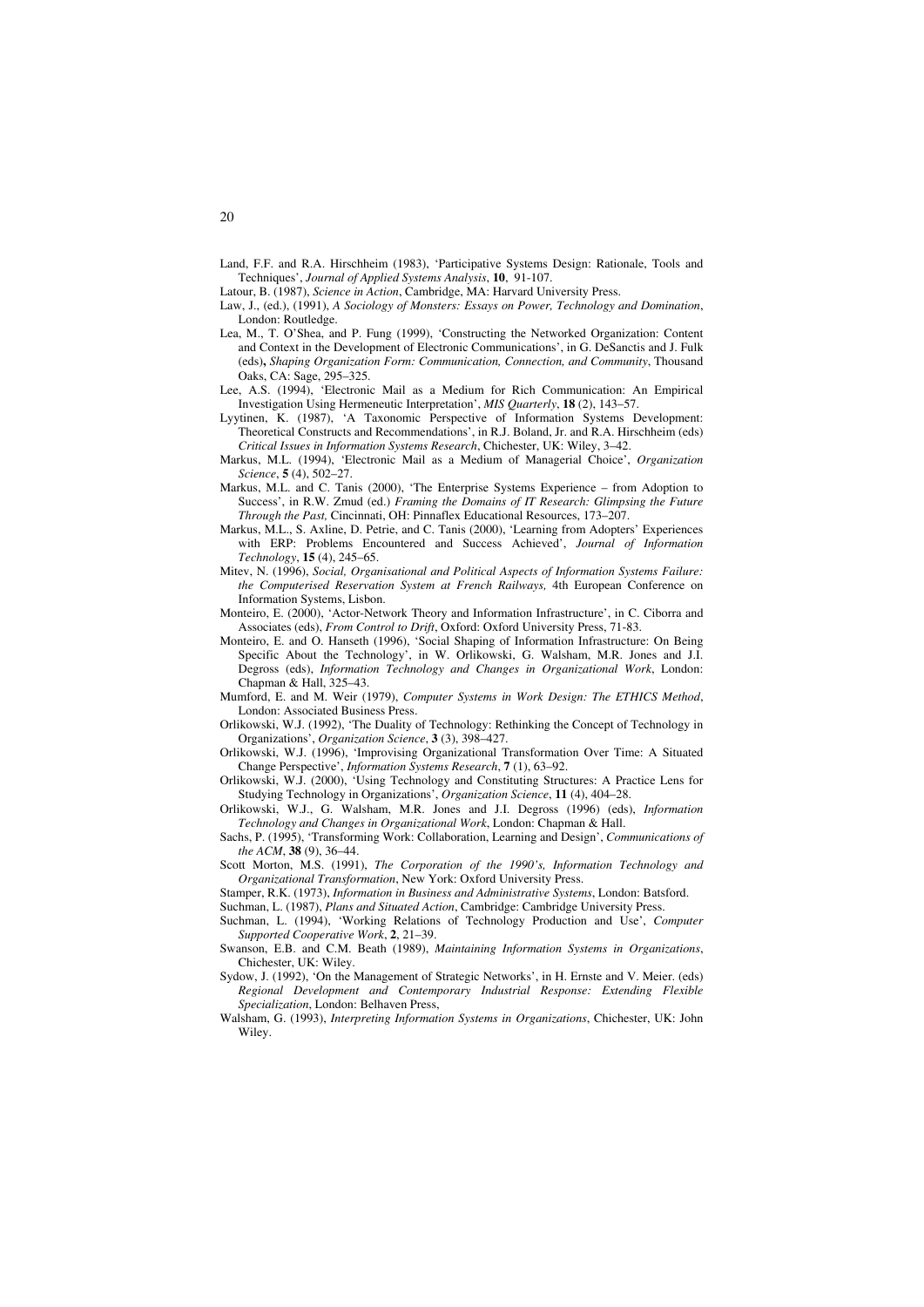Land, F.F. and R.A. Hirschheim (1983), 'Participative Systems Design: Rationale, Tools and Techniques', *Journal of Applied Systems Analysis*, **10**, 91-107.

Latour, B. (1987), *Science in Action*, Cambridge, MA: Harvard University Press.

Law, J., (ed.), (1991), *A Sociology of Monsters: Essays on Power, Technology and Domination*, London: Routledge.

Lea, M., T. O'Shea, and P. Fung (1999), 'Constructing the Networked Organization: Content and Context in the Development of Electronic Communications', in G. DeSanctis and J. Fulk (eds)**,** *Shaping Organization Form: Communication, Connection, and Community*, Thousand Oaks, CA: Sage, 295–325.

Lee, A.S. (1994), 'Electronic Mail as a Medium for Rich Communication: An Empirical Investigation Using Hermeneutic Interpretation', *MIS Quarterly*, **18** (2), 143–57.

Lyytinen, K. (1987), 'A Taxonomic Perspective of Information Systems Development: Theoretical Constructs and Recommendations', in R.J. Boland, Jr. and R.A. Hirschheim (eds) *Critical Issues in Information Systems Research*, Chichester, UK: Wiley, 3–42.

Markus, M.L. (1994), 'Electronic Mail as a Medium of Managerial Choice', *Organization Science*, **5** (4), 502–27.

Markus, M.L. and C. Tanis (2000), 'The Enterprise Systems Experience – from Adoption to Success', in R.W. Zmud (ed.) *Framing the Domains of IT Research: Glimpsing the Future Through the Past,* Cincinnati, OH: Pinnaflex Educational Resources, 173–207.

Markus, M.L., S. Axline, D. Petrie, and C. Tanis (2000), 'Learning from Adopters' Experiences with ERP: Problems Encountered and Success Achieved', *Journal of Information Technology*, **15** (4), 245–65.

Mitev, N. (1996), *Social, Organisational and Political Aspects of Information Systems Failure: the Computerised Reservation System at French Railways,* 4th European Conference on Information Systems, Lisbon.

Monteiro, E. (2000), 'Actor-Network Theory and Information Infrastructure', in C. Ciborra and Associates (eds), *From Control to Drift*, Oxford: Oxford University Press, 71-83.

Monteiro, E. and O. Hanseth (1996), 'Social Shaping of Information Infrastructure: On Being Specific About the Technology', in W. Orlikowski, G. Walsham, M.R. Jones and J.I. Degross (eds), *Information Technology and Changes in Organizational Work*, London: Chapman & Hall, 325–43.

Mumford, E. and M. Weir (1979), *Computer Systems in Work Design: The ETHICS Method*, London: Associated Business Press.

Orlikowski, W.J. (1992), 'The Duality of Technology: Rethinking the Concept of Technology in Organizations', *Organization Science*, **3** (3), 398–427.

Orlikowski, W.J. (1996), 'Improvising Organizational Transformation Over Time: A Situated Change Perspective', *Information Systems Research*, **7** (1), 63–92.

Orlikowski, W.J. (2000), 'Using Technology and Constituting Structures: A Practice Lens for Studying Technology in Organizations', *Organization Science*, **11** (4), 404–28.

Orlikowski, W.J., G. Walsham, M.R. Jones and J.I. Degross (1996) (eds), *Information Technology and Changes in Organizational Work*, London: Chapman & Hall.

Sachs, P. (1995), 'Transforming Work: Collaboration, Learning and Design', *Communications of the ACM*, **38** (9), 36–44.

Scott Morton, M.S. (1991), *The Corporation of the 1990's, Information Technology and Organizational Transformation*, New York: Oxford University Press.

Stamper, R.K. (1973), *Information in Business and Administrative Systems*, London: Batsford.

Suchman, L. (1987), *Plans and Situated Action*, Cambridge: Cambridge University Press.

Suchman, L. (1994), 'Working Relations of Technology Production and Use', *Computer Supported Cooperative Work*, **2**, 21–39.

Swanson, E.B. and C.M. Beath (1989), *Maintaining Information Systems in Organizations*, Chichester, UK: Wiley.

Sydow, J. (1992), 'On the Management of Strategic Networks', in H. Ernste and V. Meier. (eds) *Regional Development and Contemporary Industrial Response: Extending Flexible Specialization*, London: Belhaven Press,

Walsham, G. (1993), *Interpreting Information Systems in Organizations*, Chichester, UK: John Wiley.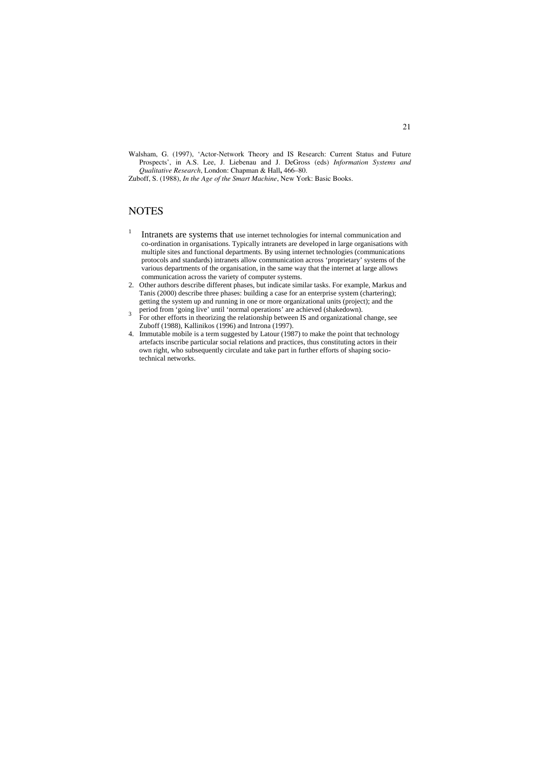Walsham, G. (1997), 'Actor-Network Theory and IS Research: Current Status and Future Prospects', in A.S. Lee, J. Liebenau and J. DeGross (eds) *Information Systems and Qualitative Research*, London: Chapman & Hall**,** 466–80.

Zuboff, S. (1988), *In the Age of the Smart Machine*, New York: Basic Books.

## NOTES

1. Intranets are systems that use internet technologies for internal communication and co-ordination in organisations. Typically intranets are developed in large organisations with multiple sites and functional departments. By using internet technologies (communications protocols and standards) intranets allow communication across 'proprietary' systems of the various departments of the organisation, in the same way that the internet at large allows communication across the variety of computer systems.
2. Other authors describe different phases, but indicate similar tasks. For example, Markus and Tanis (2000) describe three phases: building a case for an enterprise system (chartering); getting the system up and running in one or more organizational units (project); and the period from 'going live' until 'normal operations' are achieved (shakedown).
3. For other efforts in theorizing the relationship between IS and organizational change, see Zuboff (1988), Kallinikos (1996) and Introna (1997).
4. Immutable mobile is a term suggested by Latour (1987) to make the point that technology artefacts inscribe particular social relations and practices, thus constituting actors in their own right, who subsequently circulate and take part in further efforts of shaping socio-technical networks.